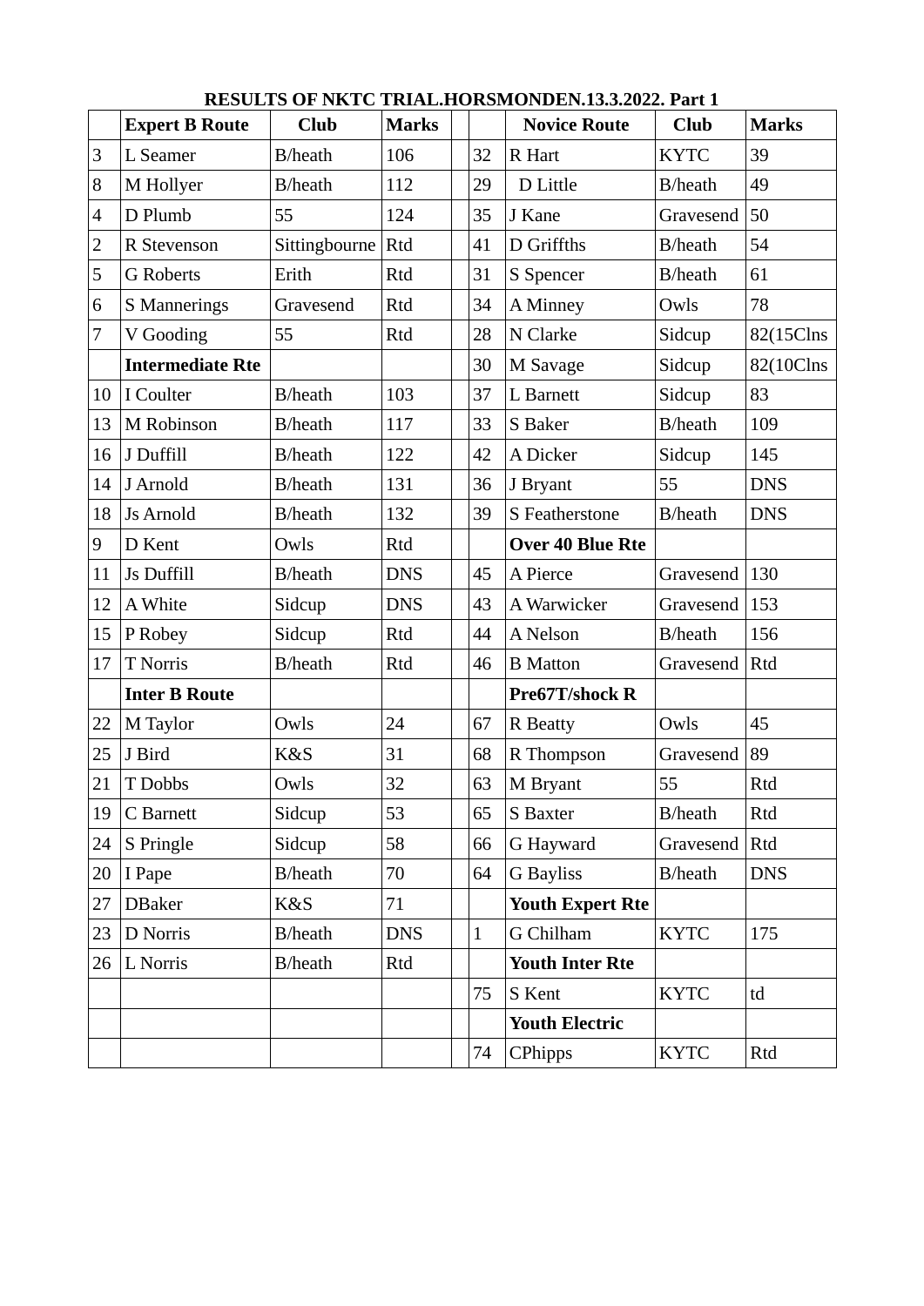**RESULTS OF NKTC TRIAL.HORSMONDEN.13.3.2022. Part 1**

| | **Expert B Route** | **Club** | **Marks** | | | **Novice Route** | **Club** | **Marks** |
|---|---|---|---|---|---|---|---|---|
| 3 | L Seamer | B/heath | 106 | | 32 | R Hart | KYTC | 39 |
| 8 | M Hollyer | B/heath | 112 | | 29 | D Little | B/heath | 49 |
| 4 | D Plumb | 55 | 124 | | 35 | J Kane | Gravesend | 50 |
| 2 | R Stevenson | Sittingbourne | Rtd | | 41 | D Griffths | B/heath | 54 |
| 5 | G Roberts | Erith | Rtd | | 31 | S Spencer | B/heath | 61 |
| 6 | S Mannerings | Gravesend | Rtd | | 34 | A Minney | Owls | 78 |
| 7 | V Gooding | 55 | Rtd | | 28 | N Clarke | Sidcup | 82(15Clns |
| | **Intermediate Rte** | | | | 30 | M Savage | Sidcup | 82(10Clns |
| 10 | I Coulter | B/heath | 103 | | 37 | L Barnett | Sidcup | 83 |
| 13 | M Robinson | B/heath | 117 | | 33 | S Baker | B/heath | 109 |
| 16 | J Duffill | B/heath | 122 | | 42 | A Dicker | Sidcup | 145 |
| 14 | J Arnold | B/heath | 131 | | 36 | J Bryant | 55 | DNS |
| 18 | Js Arnold | B/heath | 132 | | 39 | S Featherstone | B/heath | DNS |
| 9 | D Kent | Owls | Rtd | | | **Over 40 Blue Rte** | | |
| 11 | Js Duffill | B/heath | DNS | | 45 | A Pierce | Gravesend | 130 |
| 12 | A White | Sidcup | DNS | | 43 | A Warwicker | Gravesend | 153 |
| 15 | P Robey | Sidcup | Rtd | | 44 | A Nelson | B/heath | 156 |
| 17 | T Norris | B/heath | Rtd | | 46 | B Matton | Gravesend | Rtd |
| | **Inter B Route** | | | | | **Pre67T/shock R** | | |
| 22 | M Taylor | Owls | 24 | | 67 | R Beatty | Owls | 45 |
| 25 | J Bird | K&S | 31 | | 68 | R Thompson | Gravesend | 89 |
| 21 | T Dobbs | Owls | 32 | | 63 | M Bryant | 55 | Rtd |
| 19 | C Barnett | Sidcup | 53 | | 65 | S Baxter | B/heath | Rtd |
| 24 | S Pringle | Sidcup | 58 | | 66 | G Hayward | Gravesend | Rtd |
| 20 | I Pape | B/heath | 70 | | 64 | G Bayliss | B/heath | DNS |
| 27 | DBaker | K&S | 71 | | | **Youth Expert Rte** | | |
| 23 | D Norris | B/heath | DNS | | 1 | G Chilham | KYTC | 175 |
| 26 | L Norris | B/heath | Rtd | | | **Youth Inter Rte** | | |
| | | | | | 75 | S Kent | KYTC | td |
| | | | | | | **Youth Electric** | | |
| | | | | | 74 | CPhipps | KYTC | Rtd |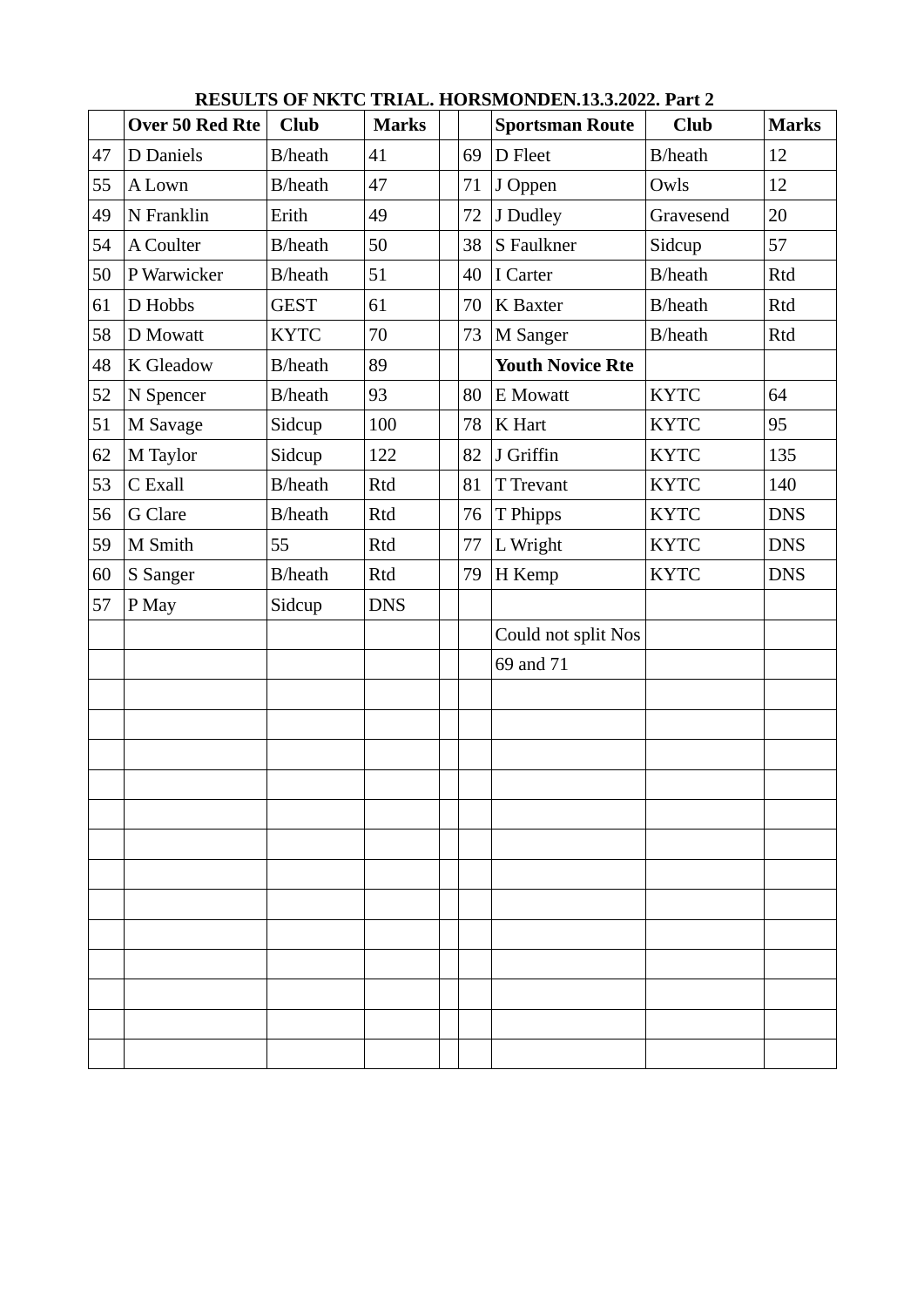# RESULTS OF NKTC TRIAL. HORSMONDEN.13.3.2022. Part 2

| | Over 50 Red Rte | Club | Marks | | | Sportsman Route | Club | Marks |
|---|---|---|---|---|---|---|---|---|
| 47 | D Daniels | B/heath | 41 | | 69 | D Fleet | B/heath | 12 |
| 55 | A Lown | B/heath | 47 | | 71 | J Oppen | Owls | 12 |
| 49 | N Franklin | Erith | 49 | | 72 | J Dudley | Gravesend | 20 |
| 54 | A Coulter | B/heath | 50 | | 38 | S Faulkner | Sidcup | 57 |
| 50 | P Warwicker | B/heath | 51 | | 40 | I Carter | B/heath | Rtd |
| 61 | D Hobbs | GEST | 61 | | 70 | K Baxter | B/heath | Rtd |
| 58 | D Mowatt | KYTC | 70 | | 73 | M Sanger | B/heath | Rtd |
| 48 | K Gleadow | B/heath | 89 | | | **Youth Novice Rte** | | |
| 52 | N Spencer | B/heath | 93 | | 80 | E Mowatt | KYTC | 64 |
| 51 | M Savage | Sidcup | 100 | | 78 | K Hart | KYTC | 95 |
| 62 | M Taylor | Sidcup | 122 | | 82 | J Griffin | KYTC | 135 |
| 53 | C Exall | B/heath | Rtd | | 81 | T Trevant | KYTC | 140 |
| 56 | G Clare | B/heath | Rtd | | 76 | T Phipps | KYTC | DNS |
| 59 | M Smith | 55 | Rtd | | 77 | L Wright | KYTC | DNS |
| 60 | S Sanger | B/heath | Rtd | | 79 | H Kemp | KYTC | DNS |
| 57 | P May | Sidcup | DNS | | | | | |
| | | | | | | Could not split Nos | | |
| | | | | | | 69 and 71 | | |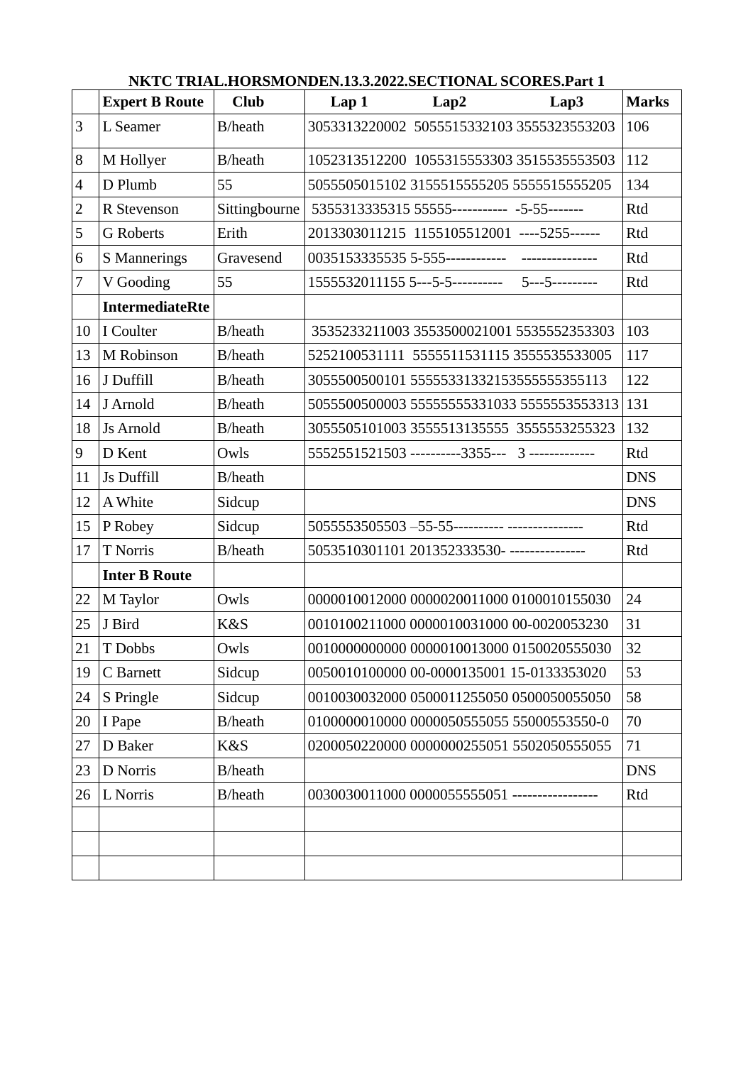**NKTC TRIAL.HORSMONDEN.13.3.2022.SECTIONAL SCORES.Part 1**

| | Expert B Route | Club | Lap 1 Lap2 Lap3 | Marks |
|---|---|---|---|---|
| 3 | L Seamer | B/heath | 3053313220002 5055515332103 3555323553203 | 106 |
| 8 | M Hollyer | B/heath | 1052313512200 1055315553303 3515535553503 | 112 |
| 4 | D Plumb | 55 | 5055505015102 3155515555205 5555515555205 | 134 |
| 2 | R Stevenson | Sittingbourne | 5355313335315 55555----------- -5-55------- | Rtd |
| 5 | G Roberts | Erith | 2013303011215 1155105512001 ----5255------ | Rtd |
| 6 | S Mannerings | Gravesend | 0035153335535 5-555------------ --------------- | Rtd |
| 7 | V Gooding | 55 | 1555532011155 5---5-5---------- 5---5--------- | Rtd |
| | **IntermediateRte** | | | |
| 10 | I Coulter | B/heath | 3535233211003 3553500021001 5535552353303 | 103 |
| 13 | M Robinson | B/heath | 5252100531111 5555511531115 3555535533005 | 117 |
| 16 | J Duffill | B/heath | 3055500500101 555553313321535555555355113 | 122 |
| 14 | J Arnold | B/heath | 5055500500003 55555555331033 5555553553313 | 131 |
| 18 | Js Arnold | B/heath | 3055505101003 3555513135555 3555553255323 | 132 |
| 9 | D Kent | Owls | 5552551521503 ----------3355--- 3 ------------- | Rtd |
| 11 | Js Duffill | B/heath | | DNS |
| 12 | A White | Sidcup | | DNS |
| 15 | P Robey | Sidcup | 5055553505503 –55-55---------- --------------- | Rtd |
| 17 | T Norris | B/heath | 5053510301101 201352333530- --------------- | Rtd |
| | **Inter B Route** | | | |
| 22 | M Taylor | Owls | 0000010012000 0000020011000 0100010155030 | 24 |
| 25 | J Bird | K&S | 0010100211000 0000010031000 00-0020053230 | 31 |
| 21 | T Dobbs | Owls | 0010000000000 0000010013000 0150020555030 | 32 |
| 19 | C Barnett | Sidcup | 0050010100000 00-0000135001 15-0133353020 | 53 |
| 24 | S Pringle | Sidcup | 0010030032000 0500011255050 0500050055050 | 58 |
| 20 | I Pape | B/heath | 0100000010000 0000050555055 55000553550-0 | 70 |
| 27 | D Baker | K&S | 0200050220000 0000000255051 5502050555055 | 71 |
| 23 | D Norris | B/heath | | DNS |
| 26 | L Norris | B/heath | 0030030011000 0000055555051 ----------------- | Rtd |
| | | | | |
| | | | | |
| | | | | |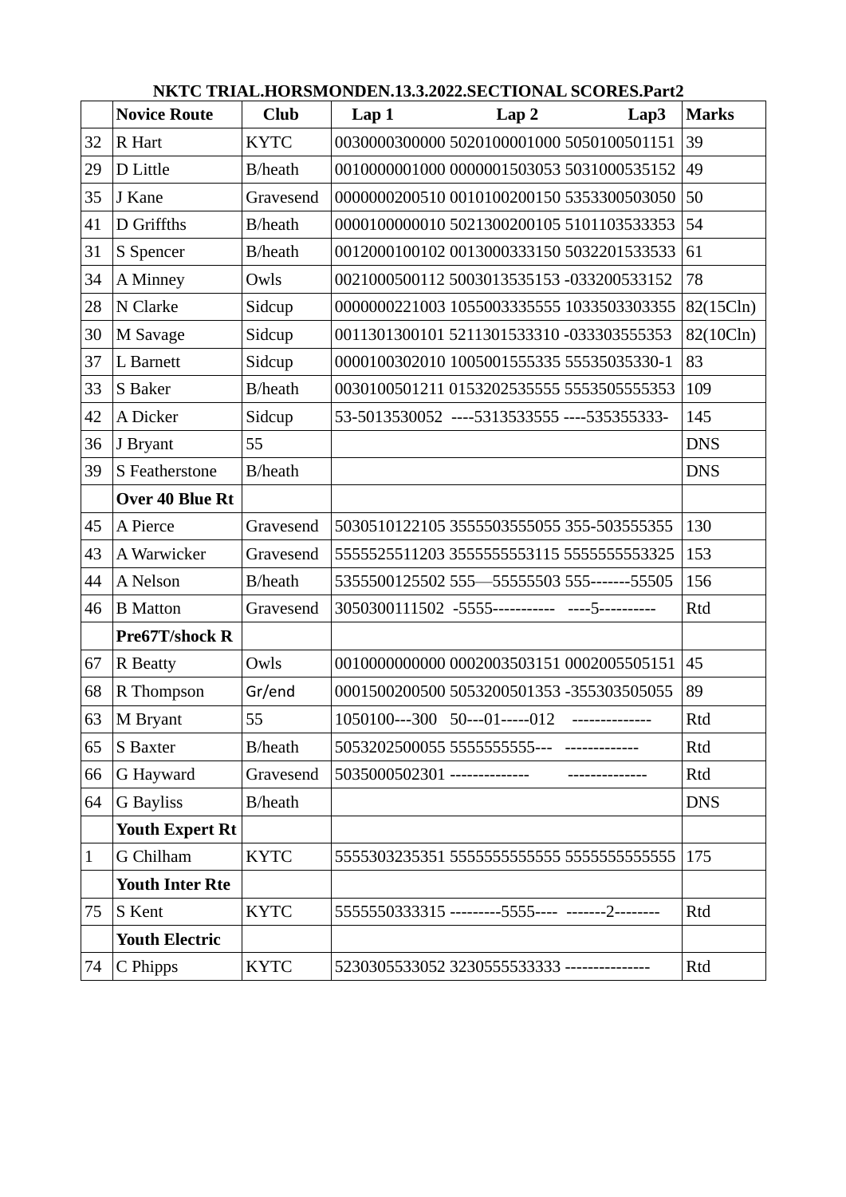**NKTC TRIAL.HORSMONDEN.13.3.2022.SECTIONAL SCORES.Part2**

| | Novice Route | Club | Lap 1 Lap 2 Lap3 | Marks |
|---|---|---|---|---|
| 32 | R Hart | KYTC | 0030000300000 5020100001000 5050100501151 | 39 |
| 29 | D Little | B/heath | 0010000001000 0000001503053 5031000535152 | 49 |
| 35 | J Kane | Gravesend | 0000000200510 0010100200150 5353300503050 | 50 |
| 41 | D Griffths | B/heath | 0000100000010 5021300200105 5101103533353 | 54 |
| 31 | S Spencer | B/heath | 0012000100102 0013000333150 5032201533533 | 61 |
| 34 | A Minney | Owls | 0021000500112 5003013535153 -033200533152 | 78 |
| 28 | N Clarke | Sidcup | 0000000221003 1055003335555 1033503303355 | 82(15Cln) |
| 30 | M Savage | Sidcup | 0011301300101 5211301533310 -033303555353 | 82(10Cln) |
| 37 | L Barnett | Sidcup | 0000100302010 1005001555335 55535035330-1 | 83 |
| 33 | S Baker | B/heath | 0030100501211 0153202535555 5553505555353 | 109 |
| 42 | A Dicker | Sidcup | 53-5013530052 ----5313533555 ----535355333- | 145 |
| 36 | J Bryant | 55 | | DNS |
| 39 | S Featherstone | B/heath | | DNS |
| | **Over 40 Blue Rt** | | | |
| 45 | A Pierce | Gravesend | 5030510122105 3555503555055 355-503555355 | 130 |
| 43 | A Warwicker | Gravesend | 5555525511203 3555555553115 5555555553325 | 153 |
| 44 | A Nelson | B/heath | 5355500125502 555—55555503 555-------55505 | 156 |
| 46 | B Matton | Gravesend | 3050300111502 -5555----------- ----5---------- | Rtd |
| | **Pre67T/shock R** | | | |
| 67 | R Beatty | Owls | 0010000000000 0002003503151 0002005505151 | 45 |
| 68 | R Thompson | Gr/end | 0001500200500 5053200501353 -355303505055 | 89 |
| 63 | M Bryant | 55 | 1050100---300 50---01-----012 -------------- | Rtd |
| 65 | S Baxter | B/heath | 5053202500055 5555555555--- ------------- | Rtd |
| 66 | G Hayward | Gravesend | 5035000502301 -------------- -------------- | Rtd |
| 64 | G Bayliss | B/heath | | DNS |
| | **Youth Expert Rt** | | | |
| 1 | G Chilham | KYTC | 5555303235351 5555555555555 5555555555555 | 175 |
| | **Youth Inter Rte** | | | |
| 75 | S Kent | KYTC | 5555550333315 ---------5555---- -------2-------- | Rtd |
| | **Youth Electric** | | | |
| 74 | C Phipps | KYTC | 5230305533052 3230555533333 --------------- | Rtd |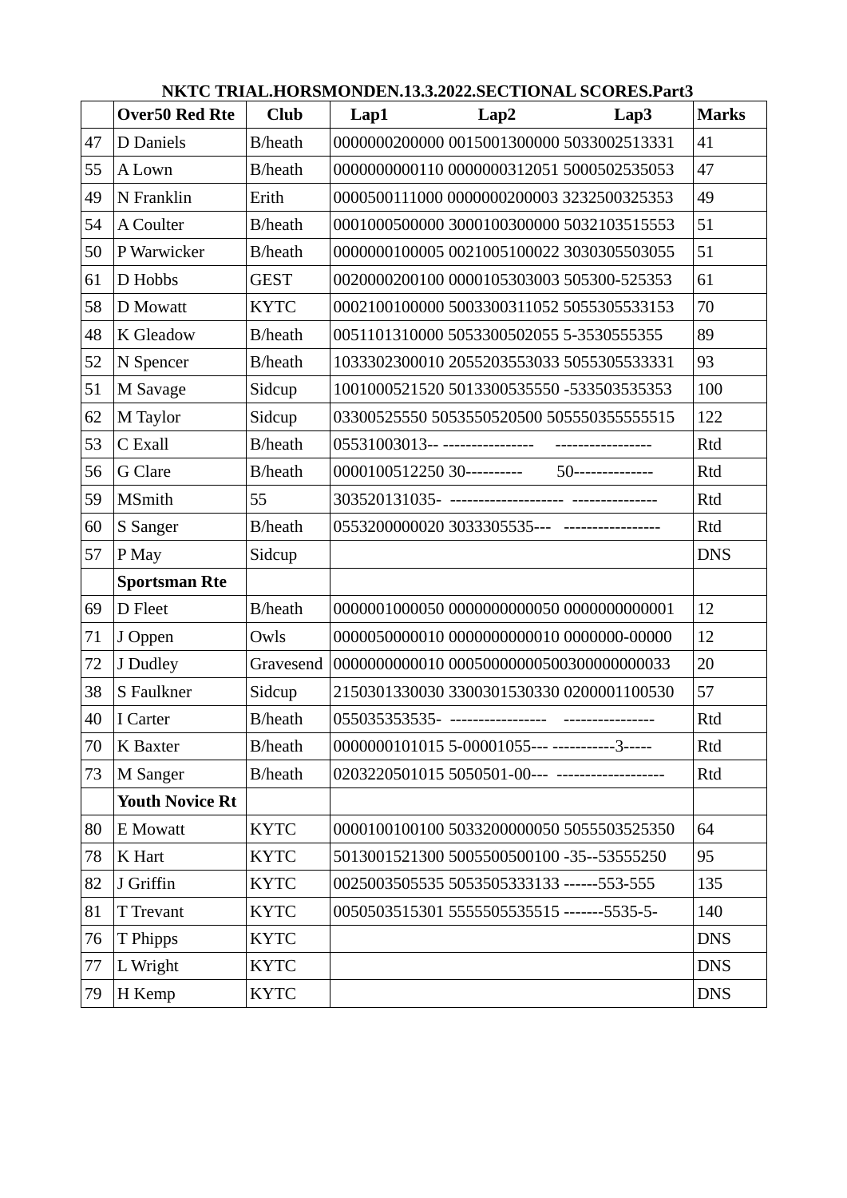**NKTC TRIAL.HORSMONDEN.13.3.2022.SECTIONAL SCORES.Part3**

| | Over50 Red Rte | Club | Lap1 Lap2 Lap3 | Marks |
|---|---|---|---|---|
| 47 | D Daniels | B/heath | 0000000200000 0015001300000 5033002513331 | 41 |
| 55 | A Lown | B/heath | 0000000000110 0000000312051 5000502535053 | 47 |
| 49 | N Franklin | Erith | 0000500111000 0000000200003 3232500325353 | 49 |
| 54 | A Coulter | B/heath | 0001000500000 3000100300000 5032103515553 | 51 |
| 50 | P Warwicker | B/heath | 0000000100005 0021005100022 3030305503055 | 51 |
| 61 | D Hobbs | GEST | 0020000200100 0000105303003 505300-525353 | 61 |
| 58 | D Mowatt | KYTC | 0002100100000 5003300311052 5055305533153 | 70 |
| 48 | K Gleadow | B/heath | 0051101310000 5053300502055 5-3530555355 | 89 |
| 52 | N Spencer | B/heath | 1033302300010 2055203553033 5055305533331 | 93 |
| 51 | M Savage | Sidcup | 1001000521520 5013300535550 -533503535353 | 100 |
| 62 | M Taylor | Sidcup | 03300525550 5053550520500 505550355555515 | 122 |
| 53 | C Exall | B/heath | 05531003013-- ---------------- ----------------- | Rtd |
| 56 | G Clare | B/heath | 0000100512250 30---------- 50-------------- | Rtd |
| 59 | MSmith | 55 | 303520131035- -------------------- --------------- | Rtd |
| 60 | S Sanger | B/heath | 0553200000020 3033305535--- ----------------- | Rtd |
| 57 | P May | Sidcup | | DNS |
| | **Sportsman Rte** | | | |
| 69 | D Fleet | B/heath | 0000001000050 0000000000050 0000000000001 | 12 |
| 71 | J Oppen | Owls | 0000050000010 0000000000010 0000000-00000 | 12 |
| 72 | J Dudley | Gravesend | 0000000000010 0005000000500300000000033 | 20 |
| 38 | S Faulkner | Sidcup | 2150301330030 3300301530330 0200001100530 | 57 |
| 40 | I Carter | B/heath | 055035353535- ----------------- ---------------- | Rtd |
| 70 | K Baxter | B/heath | 0000000101015 5-00001055--- -----------3----- | Rtd |
| 73 | M Sanger | B/heath | 0203220501015 5050501-00--- ------------------- | Rtd |
| | **Youth Novice Rt** | | | |
| 80 | E Mowatt | KYTC | 0000100100100 5033200000050 5055503525350 | 64 |
| 78 | K Hart | KYTC | 5013001521300 5005500500100 -35--53555250 | 95 |
| 82 | J Griffin | KYTC | 0025003505535 5053505333133 ------553-555 | 135 |
| 81 | T Trevant | KYTC | 0050503515301 5555505535515 -------5535-5- | 140 |
| 76 | T Phipps | KYTC | | DNS |
| 77 | L Wright | KYTC | | DNS |
| 79 | H Kemp | KYTC | | DNS |